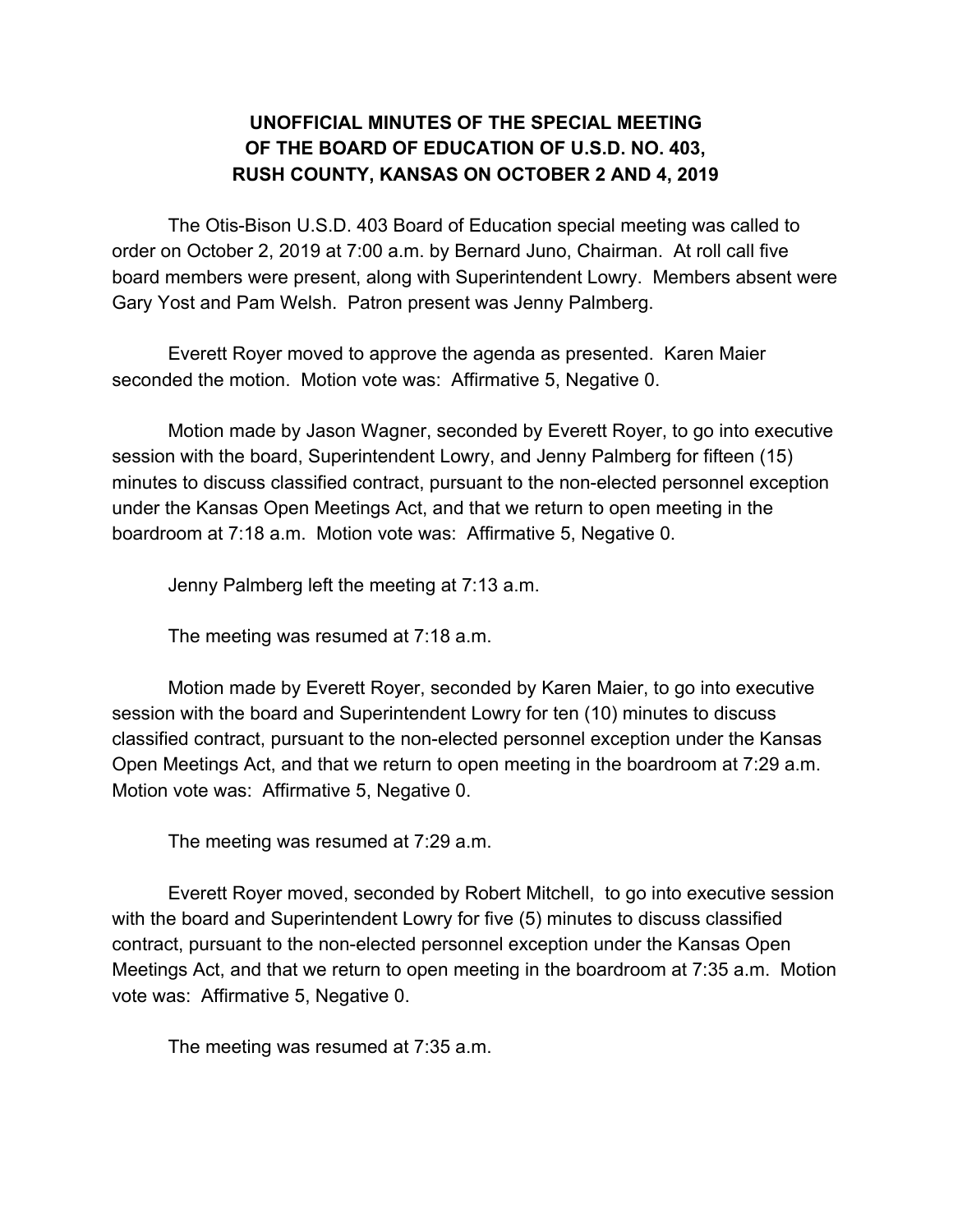# UNOFFICIAL MINUTES OF THE SPECIAL MEETING OF THE BOARD OF EDUCATION OF U.S.D. NO. 403, RUSH COUNTY, KANSAS ON OCTOBER 2 AND 4, 2019

The Otis-Bison U.S.D. 403 Board of Education special meeting was called to order on October 2, 2019 at 7:00 a.m. by Bernard Juno, Chairman. At roll call five board members were present, along with Superintendent Lowry. Members absent were Gary Yost and Pam Welsh. Patron present was Jenny Palmberg.

Everett Royer moved to approve the agenda as presented. Karen Maier seconded the motion. Motion vote was: Affirmative 5, Negative 0.

Motion made by Jason Wagner, seconded by Everett Royer, to go into executive session with the board, Superintendent Lowry, and Jenny Palmberg for fifteen (15) minutes to discuss classified contract, pursuant to the non-elected personnel exception under the Kansas Open Meetings Act, and that we return to open meeting in the boardroom at 7:18 a.m. Motion vote was: Affirmative 5, Negative 0.

Jenny Palmberg left the meeting at 7:13 a.m.

The meeting was resumed at 7:18 a.m.

Motion made by Everett Royer, seconded by Karen Maier, to go into executive session with the board and Superintendent Lowry for ten (10) minutes to discuss classified contract, pursuant to the non-elected personnel exception under the Kansas Open Meetings Act, and that we return to open meeting in the boardroom at 7:29 a.m. Motion vote was: Affirmative 5, Negative 0.

The meeting was resumed at 7:29 a.m.

Everett Royer moved, seconded by Robert Mitchell, to go into executive session with the board and Superintendent Lowry for five (5) minutes to discuss classified contract, pursuant to the non-elected personnel exception under the Kansas Open Meetings Act, and that we return to open meeting in the boardroom at 7:35 a.m. Motion vote was: Affirmative 5, Negative 0.

The meeting was resumed at 7:35 a.m.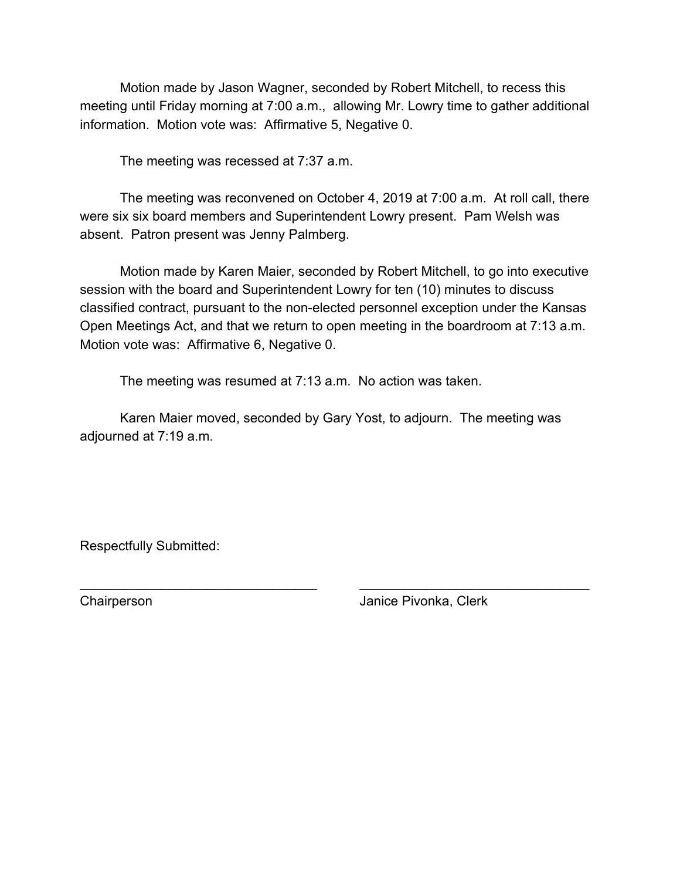Motion made by Jason Wagner, seconded by Robert Mitchell, to recess this meeting until Friday morning at 7:00 a.m., allowing Mr. Lowry time to gather additional information. Motion vote was: Affirmative 5, Negative 0.

The meeting was recessed at 7:37 a.m.

The meeting was reconvened on October 4, 2019 at 7:00 a.m. At roll call, there were six six board members and Superintendent Lowry present. Pam Welsh was absent. Patron present was Jenny Palmberg.

Motion made by Karen Maier, seconded by Robert Mitchell, to go into executive session with the board and Superintendent Lowry for ten (10) minutes to discuss classified contract, pursuant to the non-elected personnel exception under the Kansas Open Meetings Act, and that we return to open meeting in the boardroom at 7:13 a.m. Motion vote was: Affirmative 6, Negative 0.

The meeting was resumed at 7:13 a.m. No action was taken.

Karen Maier moved, seconded by Gary Yost, to adjourn. The meeting was adjourned at 7:19 a.m.

Respectfully Submitted:

_________________________________ _________________________________

Chairperson Janice Pivonka, Clerk